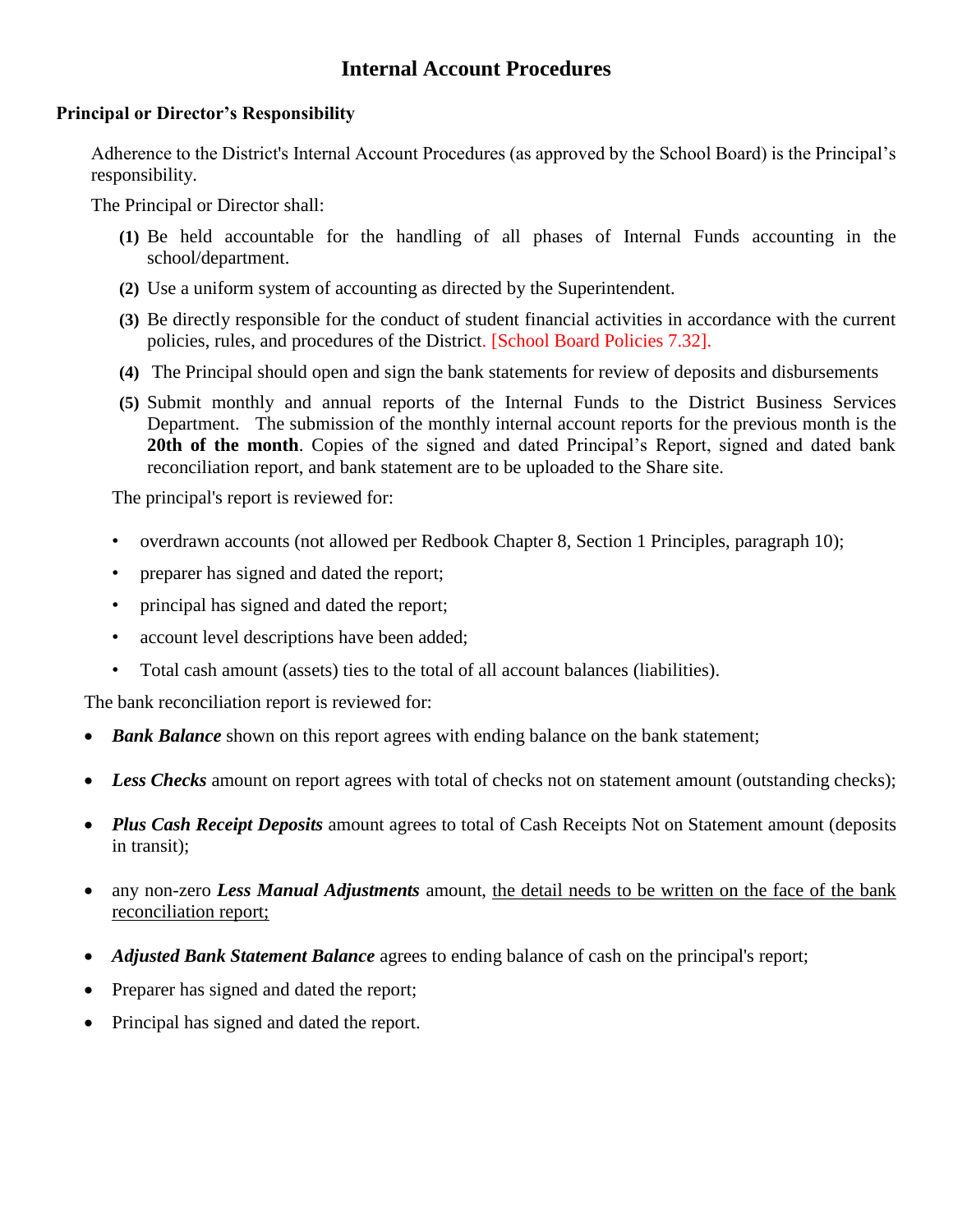# Internal Account Procedures

### Principal or Director's Responsibility

Adherence to the District's Internal Account Procedures (as approved by the School Board) is the Principal's responsibility.

The Principal or Director shall:

**(1)** Be held accountable for the handling of all phases of Internal Funds accounting in the school/department.

**(2)** Use a uniform system of accounting as directed by the Superintendent.

**(3)** Be directly responsible for the conduct of student financial activities in accordance with the current policies, rules, and procedures of the District. [School Board Policies 7.32].

**(4)** The Principal should open and sign the bank statements for review of deposits and disbursements

**(5)** Submit monthly and annual reports of the Internal Funds to the District Business Services Department. The submission of the monthly internal account reports for the previous month is the **20th of the month**. Copies of the signed and dated Principal's Report, signed and dated bank reconciliation report, and bank statement are to be uploaded to the Share site.

The principal's report is reviewed for:

- overdrawn accounts (not allowed per Redbook Chapter 8, Section 1 Principles, paragraph 10);
- preparer has signed and dated the report;
- principal has signed and dated the report;
- account level descriptions have been added;
- Total cash amount (assets) ties to the total of all account balances (liabilities).

The bank reconciliation report is reviewed for:

- ***Bank Balance*** shown on this report agrees with ending balance on the bank statement;
- ***Less Checks*** amount on report agrees with total of checks not on statement amount (outstanding checks);
- ***Plus Cash Receipt Deposits*** amount agrees to total of Cash Receipts Not on Statement amount (deposits in transit);
- any non-zero ***Less Manual Adjustments*** amount, the detail needs to be written on the face of the bank reconciliation report;
- ***Adjusted Bank Statement Balance*** agrees to ending balance of cash on the principal's report;
- Preparer has signed and dated the report;
- Principal has signed and dated the report.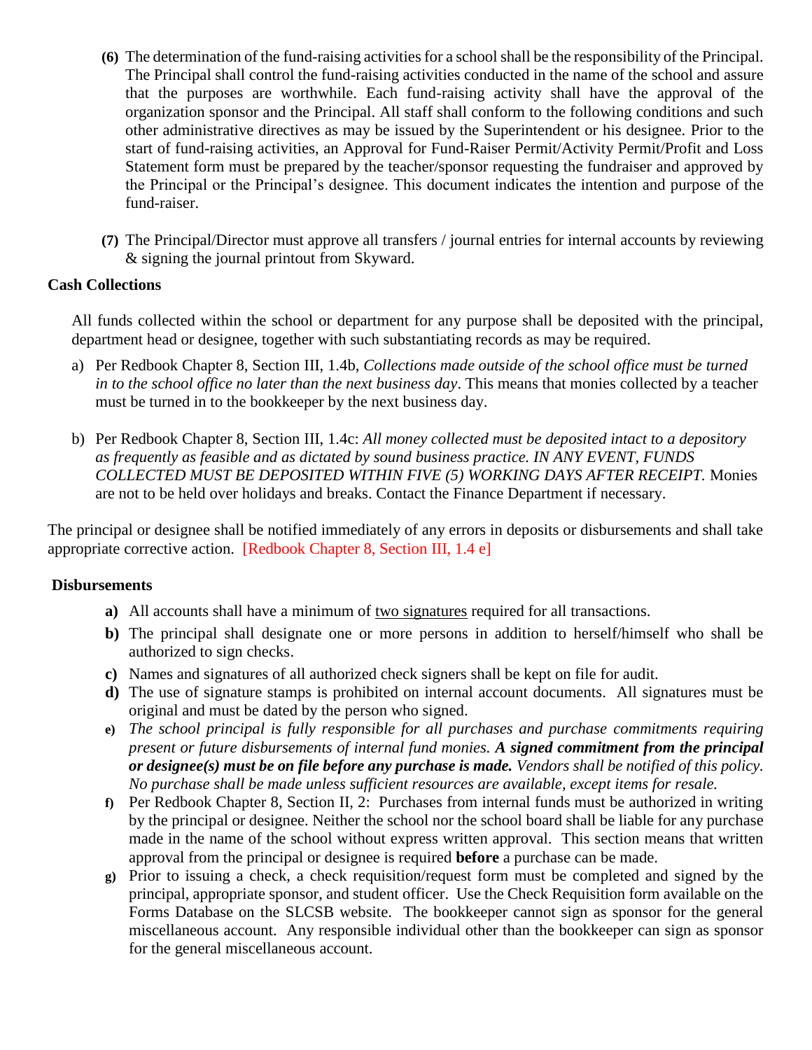(6) The determination of the fund-raising activities for a school shall be the responsibility of the Principal. The Principal shall control the fund-raising activities conducted in the name of the school and assure that the purposes are worthwhile. Each fund-raising activity shall have the approval of the organization sponsor and the Principal. All staff shall conform to the following conditions and such other administrative directives as may be issued by the Superintendent or his designee. Prior to the start of fund-raising activities, an Approval for Fund-Raiser Permit/Activity Permit/Profit and Loss Statement form must be prepared by the teacher/sponsor requesting the fundraiser and approved by the Principal or the Principal's designee. This document indicates the intention and purpose of the fund-raiser.

(7) The Principal/Director must approve all transfers / journal entries for internal accounts by reviewing & signing the journal printout from Skyward.

**Cash Collections**

All funds collected within the school or department for any purpose shall be deposited with the principal, department head or designee, together with such substantiating records as may be required.

a) Per Redbook Chapter 8, Section III, 1.4b, *Collections made outside of the school office must be turned in to the school office no later than the next business day*. This means that monies collected by a teacher must be turned in to the bookkeeper by the next business day.

b) Per Redbook Chapter 8, Section III, 1.4c: *All money collected must be deposited intact to a depository as frequently as feasible and as dictated by sound business practice. IN ANY EVENT, FUNDS COLLECTED MUST BE DEPOSITED WITHIN FIVE (5) WORKING DAYS AFTER RECEIPT.* Monies are not to be held over holidays and breaks. Contact the Finance Department if necessary.

The principal or designee shall be notified immediately of any errors in deposits or disbursements and shall take appropriate corrective action. [Redbook Chapter 8, Section III, 1.4 e]

**Disbursements**

**a)** All accounts shall have a minimum of <u>two signatures</u> required for all transactions.

**b)** The principal shall designate one or more persons in addition to herself/himself who shall be authorized to sign checks.

**c)** Names and signatures of all authorized check signers shall be kept on file for audit.

**d)** The use of signature stamps is prohibited on internal account documents. All signatures must be original and must be dated by the person who signed.

**e)** *The school principal is fully responsible for all purchases and purchase commitments requiring present or future disbursements of internal fund monies.* ***A signed commitment from the principal or designee(s) must be on file before any purchase is made.*** *Vendors shall be notified of this policy. No purchase shall be made unless sufficient resources are available, except items for resale.*

**f)** Per Redbook Chapter 8, Section II, 2: Purchases from internal funds must be authorized in writing by the principal or designee. Neither the school nor the school board shall be liable for any purchase made in the name of the school without express written approval. This section means that written approval from the principal or designee is required **before** a purchase can be made.

**g)** Prior to issuing a check, a check requisition/request form must be completed and signed by the principal, appropriate sponsor, and student officer. Use the Check Requisition form available on the Forms Database on the SLCSB website. The bookkeeper cannot sign as sponsor for the general miscellaneous account. Any responsible individual other than the bookkeeper can sign as sponsor for the general miscellaneous account.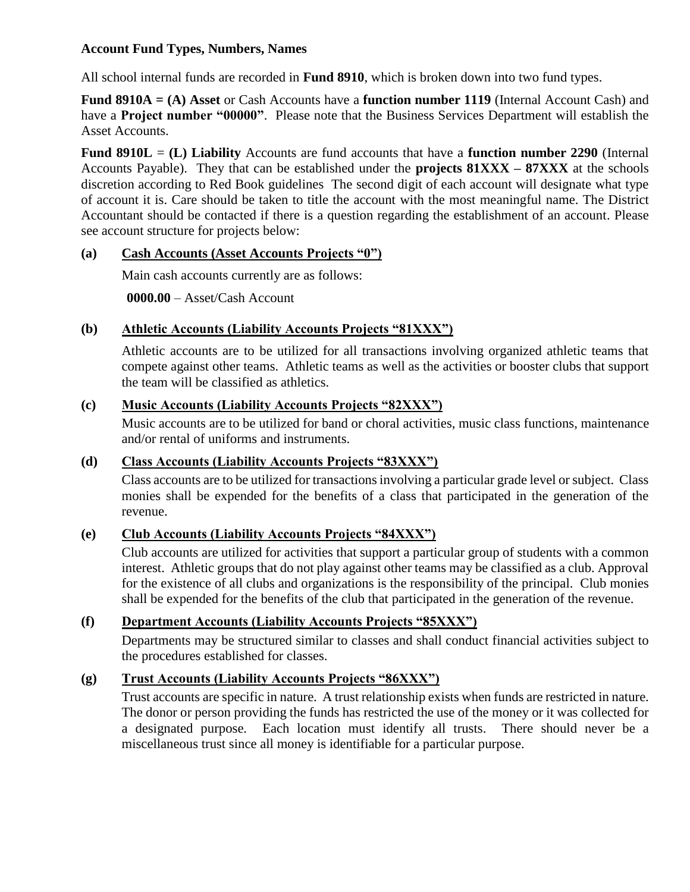**Account Fund Types, Numbers, Names**

All school internal funds are recorded in **Fund 8910**, which is broken down into two fund types.

**Fund 8910A = (A) Asset** or Cash Accounts have a **function number 1119** (Internal Account Cash) and have a **Project number "00000"**. Please note that the Business Services Department will establish the Asset Accounts.

**Fund 8910L** = **(L) Liability** Accounts are fund accounts that have a **function number 2290** (Internal Accounts Payable). They that can be established under the **projects 81XXX – 87XXX** at the schools discretion according to Red Book guidelines The second digit of each account will designate what type of account it is. Care should be taken to title the account with the most meaningful name. The District Accountant should be contacted if there is a question regarding the establishment of an account. Please see account structure for projects below:

**(a) <u>Cash Accounts (Asset Accounts Projects "0")</u>**

Main cash accounts currently are as follows:

**0000.00** – Asset/Cash Account

**(b) <u>Athletic Accounts (Liability Accounts Projects "81XXX")</u>**

Athletic accounts are to be utilized for all transactions involving organized athletic teams that compete against other teams. Athletic teams as well as the activities or booster clubs that support the team will be classified as athletics.

**(c) <u>Music Accounts (Liability Accounts Projects "82XXX")</u>**

Music accounts are to be utilized for band or choral activities, music class functions, maintenance and/or rental of uniforms and instruments.

**(d) <u>Class Accounts (Liability Accounts Projects "83XXX")</u>**

Class accounts are to be utilized for transactions involving a particular grade level or subject. Class monies shall be expended for the benefits of a class that participated in the generation of the revenue.

**(e) <u>Club Accounts (Liability Accounts Projects "84XXX")</u>**

Club accounts are utilized for activities that support a particular group of students with a common interest. Athletic groups that do not play against other teams may be classified as a club. Approval for the existence of all clubs and organizations is the responsibility of the principal. Club monies shall be expended for the benefits of the club that participated in the generation of the revenue.

**(f) <u>Department Accounts (Liability Accounts Projects "85XXX")</u>**

Departments may be structured similar to classes and shall conduct financial activities subject to the procedures established for classes.

**(g) <u>Trust Accounts (Liability Accounts Projects "86XXX")</u>**

Trust accounts are specific in nature. A trust relationship exists when funds are restricted in nature. The donor or person providing the funds has restricted the use of the money or it was collected for a designated purpose. Each location must identify all trusts. There should never be a miscellaneous trust since all money is identifiable for a particular purpose.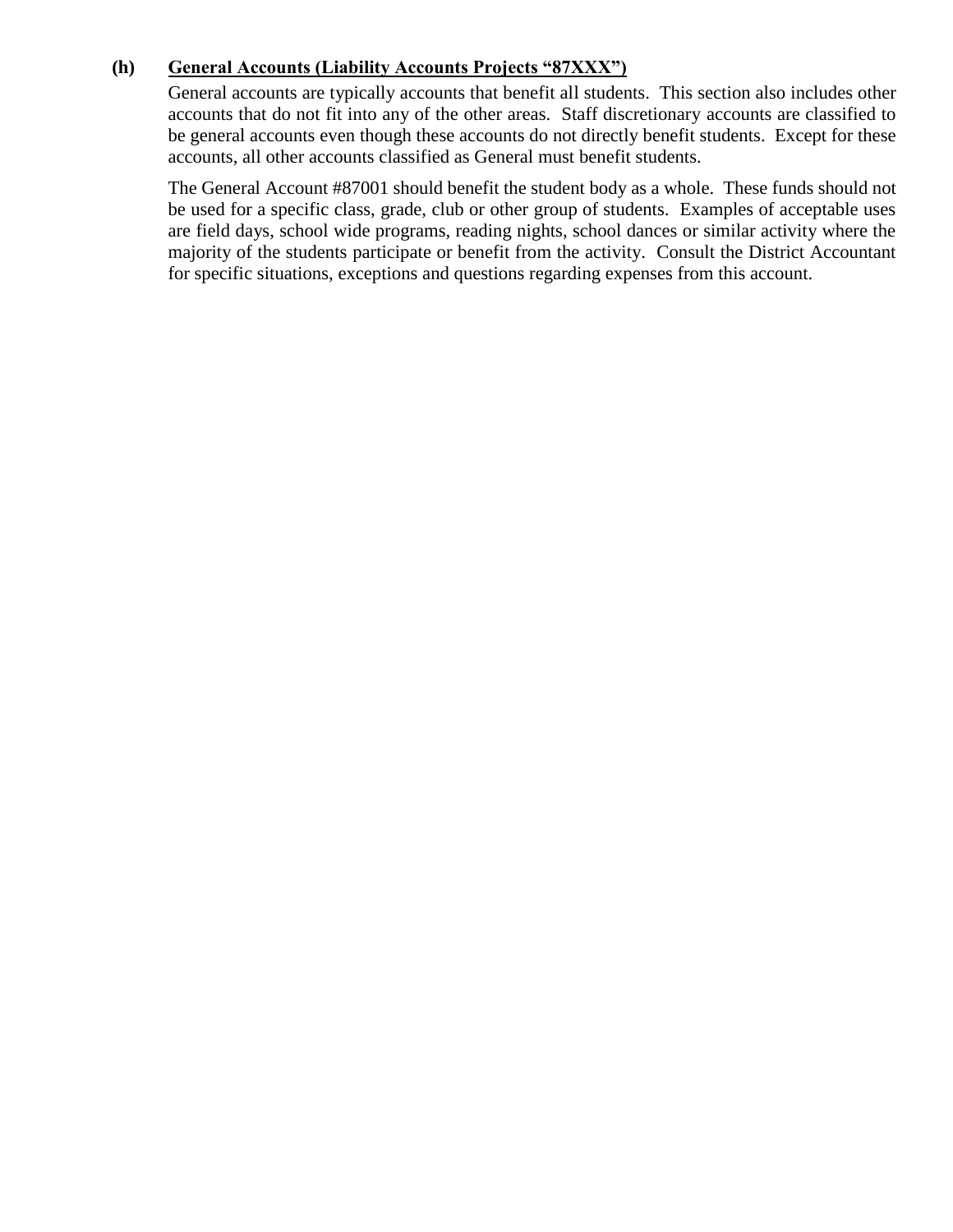**(h) General Accounts (Liability Accounts Projects "87XXX")**

General accounts are typically accounts that benefit all students. This section also includes other accounts that do not fit into any of the other areas. Staff discretionary accounts are classified to be general accounts even though these accounts do not directly benefit students. Except for these accounts, all other accounts classified as General must benefit students.

The General Account #87001 should benefit the student body as a whole. These funds should not be used for a specific class, grade, club or other group of students. Examples of acceptable uses are field days, school wide programs, reading nights, school dances or similar activity where the majority of the students participate or benefit from the activity. Consult the District Accountant for specific situations, exceptions and questions regarding expenses from this account.